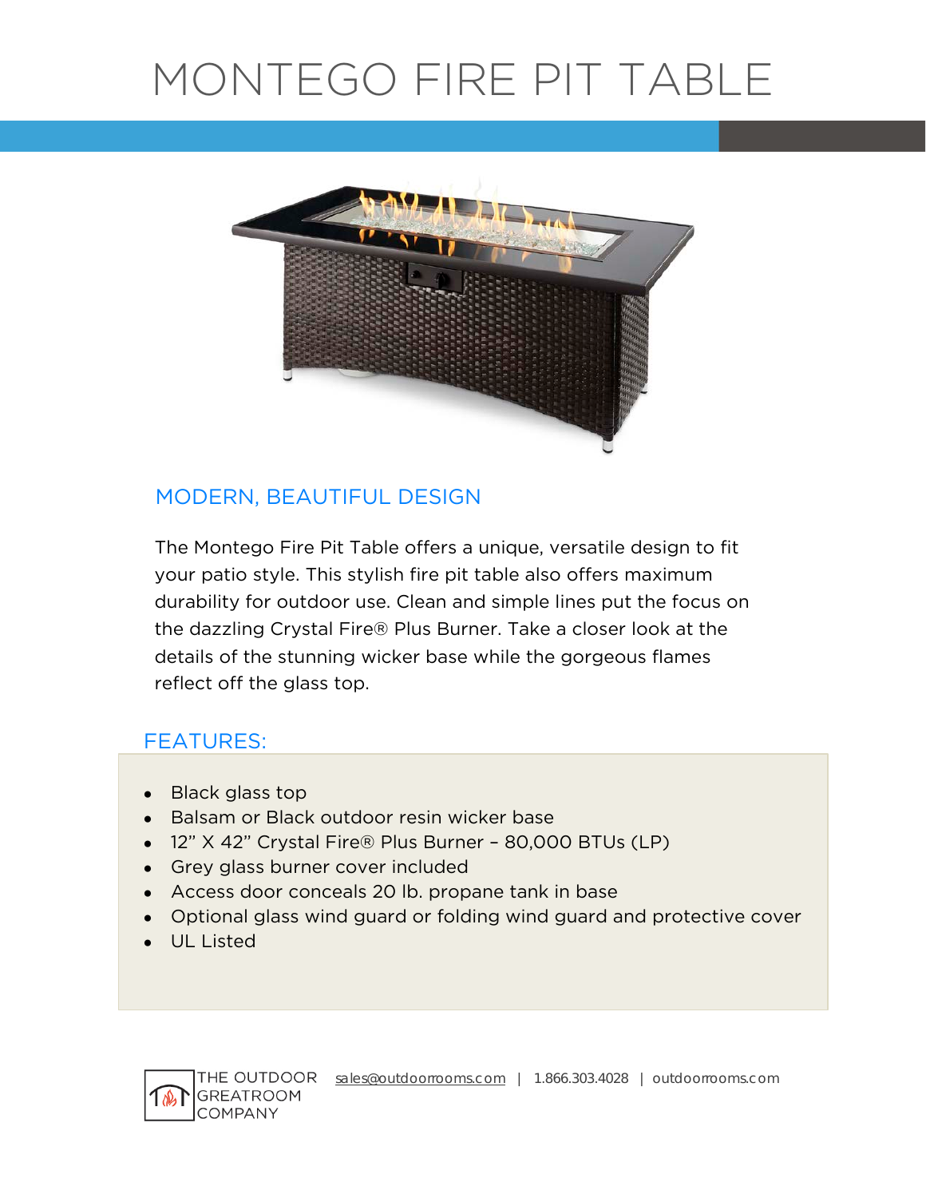# MONTEGO FIRE PIT TABLE

## MODERN, BEAUTIFUL DESIGN

The Montego Fire Pit Table offers a unique, versatile design to fit your patio style. This stylish fire pit table also offers maximum durability for outdoor use. Clean and simple lines put the focus on the dazzling Crystal Fire® Plus Burner. Take a closer look at the details of the stunning wicker base while the gorgeous flames reflect off the glass top.

## FEATURES:

- Black glass top
- Balsam or Black outdoor resin wicker base
- 12” X 42” Crystal Fire® Plus Burner – 80,000 BTUs (LP)
- Grey glass burner cover included
- Access door conceals 20 lb. propane tank in base
- Optional glass wind guard or folding wind guard and protective cover
- UL Listed

THE OUTDOOR GREATROOM COMPANY

sales@outdoorrooms.com | 1.866.303.4028 | outdoorrooms.com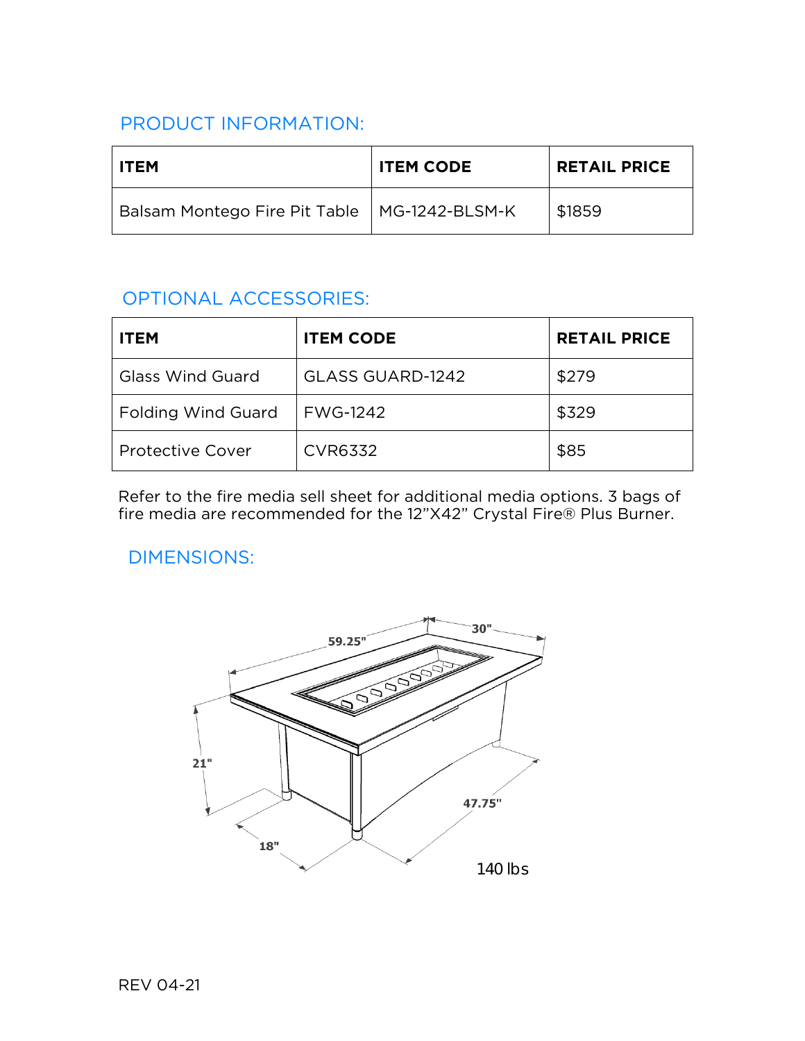## PRODUCT INFORMATION:

| ITEM | ITEM CODE | RETAIL PRICE |
| --- | --- | --- |
| Balsam Montego Fire Pit Table | MG-1242-BLSM-K | $1859 |

## OPTIONAL ACCESSORIES:

| ITEM | ITEM CODE | RETAIL PRICE |
| --- | --- | --- |
| Glass Wind Guard | GLASS GUARD-1242 | $279 |
| Folding Wind Guard | FWG-1242 | $329 |
| Protective Cover | CVR6332 | $85 |

Refer to the fire media sell sheet for additional media options. 3 bags of fire media are recommended for the 12"X42" Crystal Fire® Plus Burner.

## DIMENSIONS:

59.25"

30"

21"

18"

47.75"

140 lbs

REV 04-21